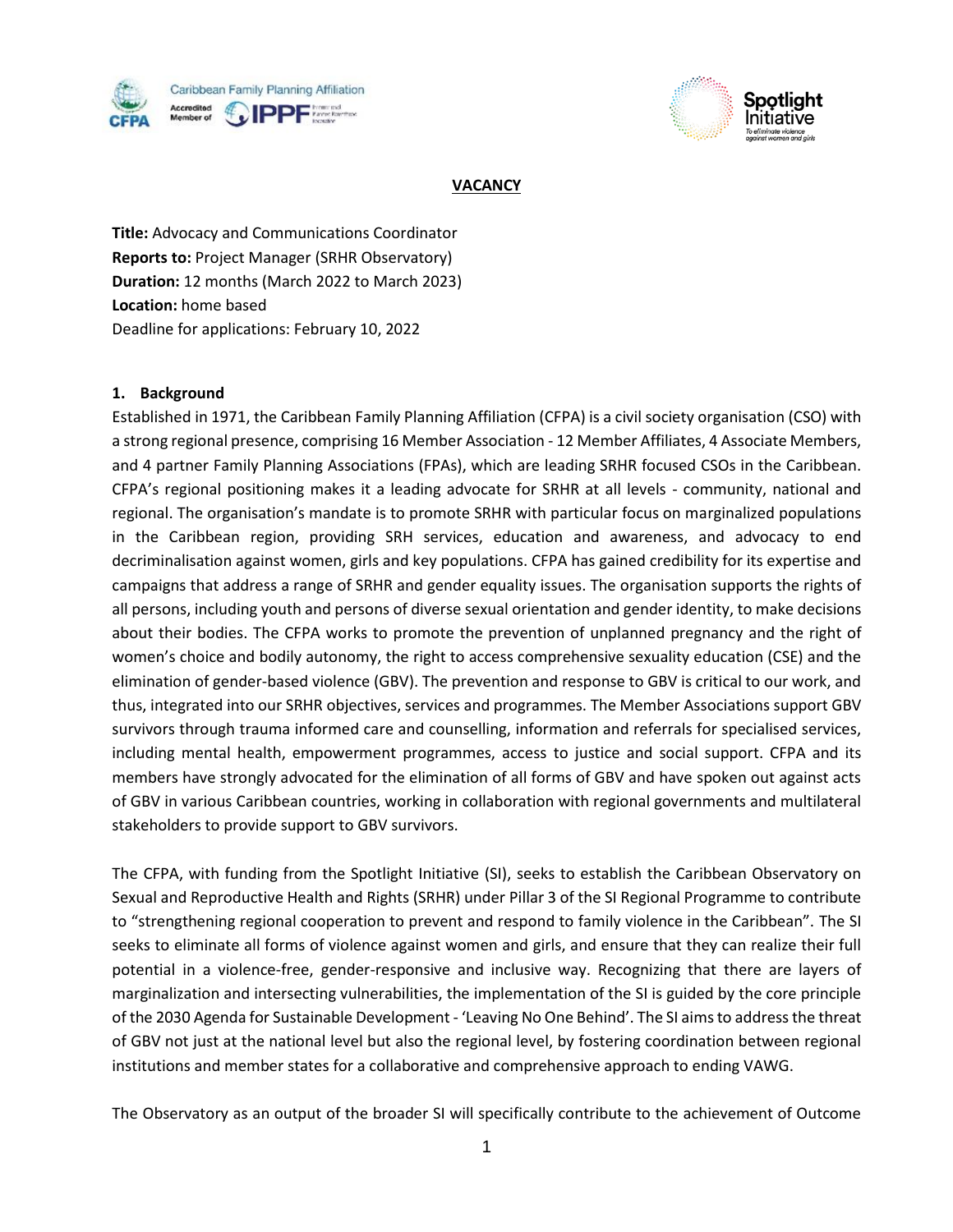# VACANCY

**Title:** Advocacy and Communications Coordinator
**Reports to:** Project Manager (SRHR Observatory)
**Duration:** 12 months (March 2022 to March 2023)
**Location:** home based
Deadline for applications: February 10, 2022

## 1. Background

Established in 1971, the Caribbean Family Planning Affiliation (CFPA) is a civil society organisation (CSO) with a strong regional presence, comprising 16 Member Association - 12 Member Affiliates, 4 Associate Members, and 4 partner Family Planning Associations (FPAs), which are leading SRHR focused CSOs in the Caribbean. CFPA's regional positioning makes it a leading advocate for SRHR at all levels - community, national and regional. The organisation's mandate is to promote SRHR with particular focus on marginalized populations in the Caribbean region, providing SRH services, education and awareness, and advocacy to end decriminalisation against women, girls and key populations. CFPA has gained credibility for its expertise and campaigns that address a range of SRHR and gender equality issues. The organisation supports the rights of all persons, including youth and persons of diverse sexual orientation and gender identity, to make decisions about their bodies. The CFPA works to promote the prevention of unplanned pregnancy and the right of women's choice and bodily autonomy, the right to access comprehensive sexuality education (CSE) and the elimination of gender-based violence (GBV). The prevention and response to GBV is critical to our work, and thus, integrated into our SRHR objectives, services and programmes. The Member Associations support GBV survivors through trauma informed care and counselling, information and referrals for specialised services, including mental health, empowerment programmes, access to justice and social support. CFPA and its members have strongly advocated for the elimination of all forms of GBV and have spoken out against acts of GBV in various Caribbean countries, working in collaboration with regional governments and multilateral stakeholders to provide support to GBV survivors.

The CFPA, with funding from the Spotlight Initiative (SI), seeks to establish the Caribbean Observatory on Sexual and Reproductive Health and Rights (SRHR) under Pillar 3 of the SI Regional Programme to contribute to "strengthening regional cooperation to prevent and respond to family violence in the Caribbean". The SI seeks to eliminate all forms of violence against women and girls, and ensure that they can realize their full potential in a violence-free, gender-responsive and inclusive way. Recognizing that there are layers of marginalization and intersecting vulnerabilities, the implementation of the SI is guided by the core principle of the 2030 Agenda for Sustainable Development - 'Leaving No One Behind'. The SI aims to address the threat of GBV not just at the national level but also the regional level, by fostering coordination between regional institutions and member states for a collaborative and comprehensive approach to ending VAWG.

The Observatory as an output of the broader SI will specifically contribute to the achievement of Outcome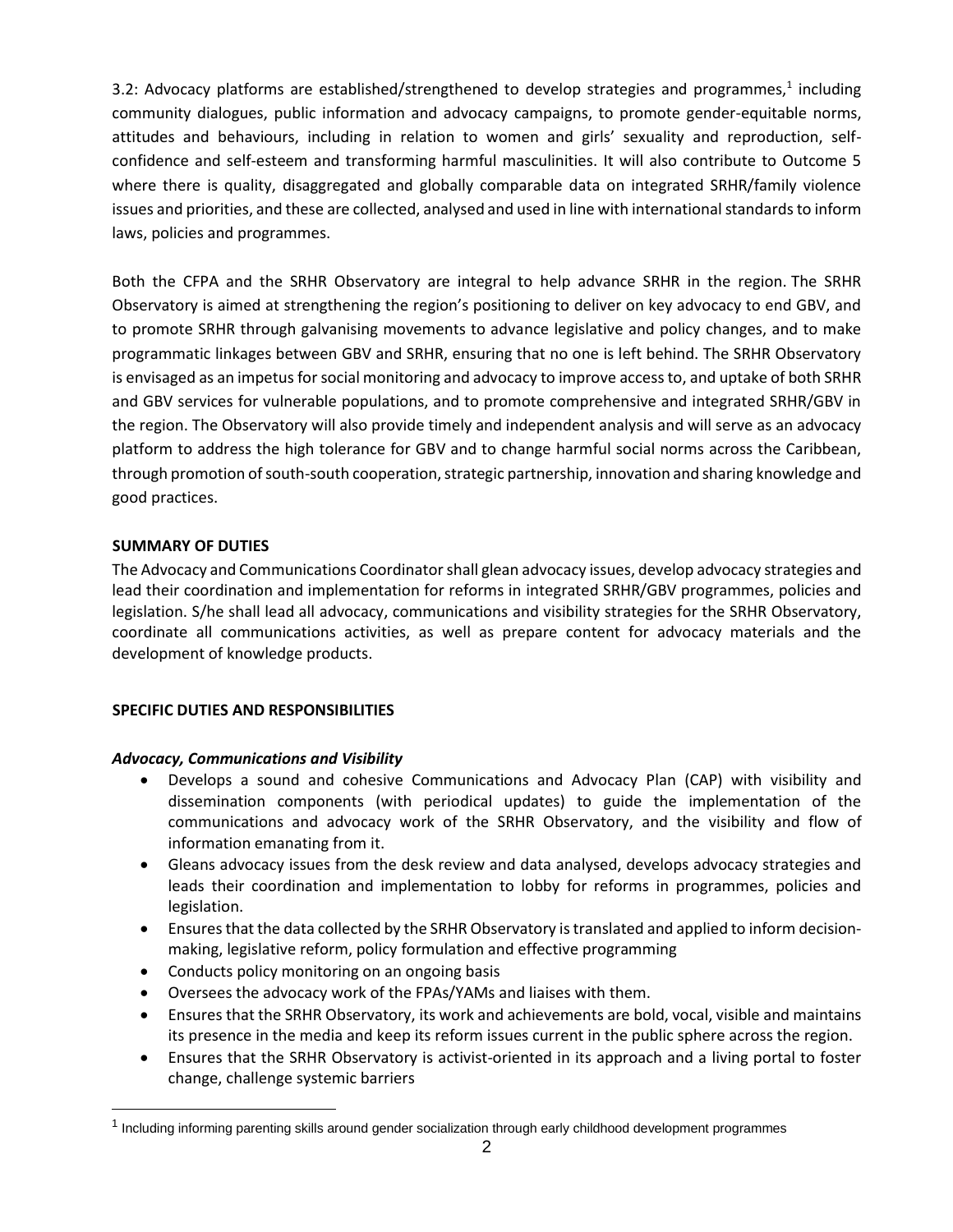3.2: Advocacy platforms are established/strengthened to develop strategies and programmes,[1] including community dialogues, public information and advocacy campaigns, to promote gender-equitable norms, attitudes and behaviours, including in relation to women and girls' sexuality and reproduction, self-confidence and self-esteem and transforming harmful masculinities. It will also contribute to Outcome 5 where there is quality, disaggregated and globally comparable data on integrated SRHR/family violence issues and priorities, and these are collected, analysed and used in line with international standards to inform laws, policies and programmes.

Both the CFPA and the SRHR Observatory are integral to help advance SRHR in the region. The SRHR Observatory is aimed at strengthening the region's positioning to deliver on key advocacy to end GBV, and to promote SRHR through galvanising movements to advance legislative and policy changes, and to make programmatic linkages between GBV and SRHR, ensuring that no one is left behind. The SRHR Observatory is envisaged as an impetus for social monitoring and advocacy to improve access to, and uptake of both SRHR and GBV services for vulnerable populations, and to promote comprehensive and integrated SRHR/GBV in the region. The Observatory will also provide timely and independent analysis and will serve as an advocacy platform to address the high tolerance for GBV and to change harmful social norms across the Caribbean, through promotion of south-south cooperation, strategic partnership, innovation and sharing knowledge and good practices.

## SUMMARY OF DUTIES

The Advocacy and Communications Coordinator shall glean advocacy issues, develop advocacy strategies and lead their coordination and implementation for reforms in integrated SRHR/GBV programmes, policies and legislation. S/he shall lead all advocacy, communications and visibility strategies for the SRHR Observatory, coordinate all communications activities, as well as prepare content for advocacy materials and the development of knowledge products.

## SPECIFIC DUTIES AND RESPONSIBILITIES

### *Advocacy, Communications and Visibility*

- Develops a sound and cohesive Communications and Advocacy Plan (CAP) with visibility and dissemination components (with periodical updates) to guide the implementation of the communications and advocacy work of the SRHR Observatory, and the visibility and flow of information emanating from it.
- Gleans advocacy issues from the desk review and data analysed, develops advocacy strategies and leads their coordination and implementation to lobby for reforms in programmes, policies and legislation.
- Ensures that the data collected by the SRHR Observatory is translated and applied to inform decision-making, legislative reform, policy formulation and effective programming
- Conducts policy monitoring on an ongoing basis
- Oversees the advocacy work of the FPAs/YAMs and liaises with them.
- Ensures that the SRHR Observatory, its work and achievements are bold, vocal, visible and maintains its presence in the media and keep its reform issues current in the public sphere across the region.
- Ensures that the SRHR Observatory is activist-oriented in its approach and a living portal to foster change, challenge systemic barriers

[1] Including informing parenting skills around gender socialization through early childhood development programmes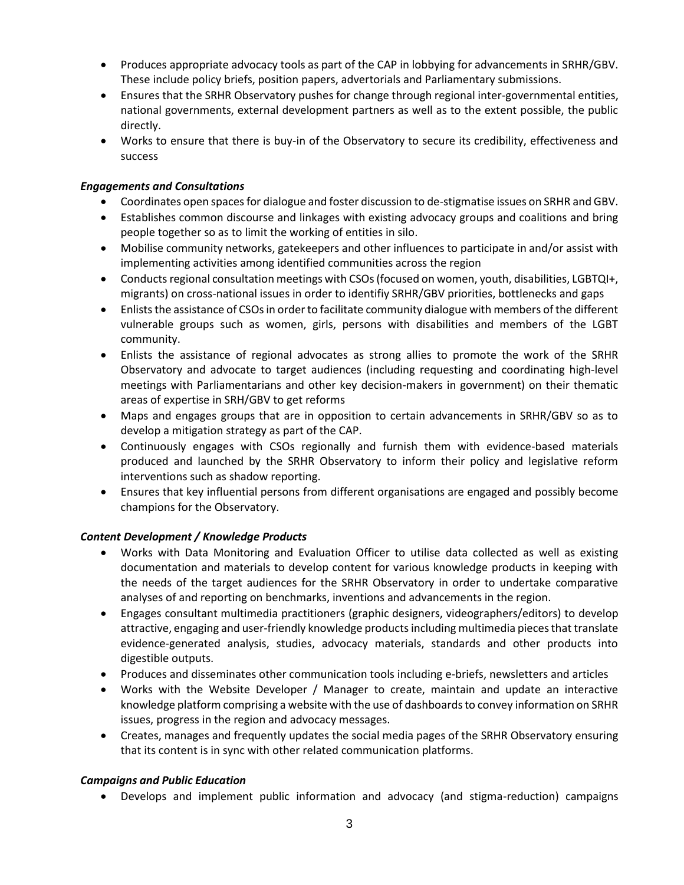- Produces appropriate advocacy tools as part of the CAP in lobbying for advancements in SRHR/GBV. These include policy briefs, position papers, advertorials and Parliamentary submissions.
- Ensures that the SRHR Observatory pushes for change through regional inter-governmental entities, national governments, external development partners as well as to the extent possible, the public directly.
- Works to ensure that there is buy-in of the Observatory to secure its credibility, effectiveness and success

***Engagements and Consultations***

- Coordinates open spaces for dialogue and foster discussion to de-stigmatise issues on SRHR and GBV.
- Establishes common discourse and linkages with existing advocacy groups and coalitions and bring people together so as to limit the working of entities in silo.
- Mobilise community networks, gatekeepers and other influences to participate in and/or assist with implementing activities among identified communities across the region
- Conducts regional consultation meetings with CSOs (focused on women, youth, disabilities, LGBTQI+, migrants) on cross-national issues in order to identifiy SRHR/GBV priorities, bottlenecks and gaps
- Enlists the assistance of CSOs in order to facilitate community dialogue with members of the different vulnerable groups such as women, girls, persons with disabilities and members of the LGBT community.
- Enlists the assistance of regional advocates as strong allies to promote the work of the SRHR Observatory and advocate to target audiences (including requesting and coordinating high-level meetings with Parliamentarians and other key decision-makers in government) on their thematic areas of expertise in SRH/GBV to get reforms
- Maps and engages groups that are in opposition to certain advancements in SRHR/GBV so as to develop a mitigation strategy as part of the CAP.
- Continuously engages with CSOs regionally and furnish them with evidence-based materials produced and launched by the SRHR Observatory to inform their policy and legislative reform interventions such as shadow reporting.
- Ensures that key influential persons from different organisations are engaged and possibly become champions for the Observatory.

***Content Development / Knowledge Products***

- Works with Data Monitoring and Evaluation Officer to utilise data collected as well as existing documentation and materials to develop content for various knowledge products in keeping with the needs of the target audiences for the SRHR Observatory in order to undertake comparative analyses of and reporting on benchmarks, inventions and advancements in the region.
- Engages consultant multimedia practitioners (graphic designers, videographers/editors) to develop attractive, engaging and user-friendly knowledge products including multimedia pieces that translate evidence-generated analysis, studies, advocacy materials, standards and other products into digestible outputs.
- Produces and disseminates other communication tools including e-briefs, newsletters and articles
- Works with the Website Developer / Manager to create, maintain and update an interactive knowledge platform comprising a website with the use of dashboards to convey information on SRHR issues, progress in the region and advocacy messages.
- Creates, manages and frequently updates the social media pages of the SRHR Observatory ensuring that its content is in sync with other related communication platforms.

***Campaigns and Public Education***

- Develops and implement public information and advocacy (and stigma-reduction) campaigns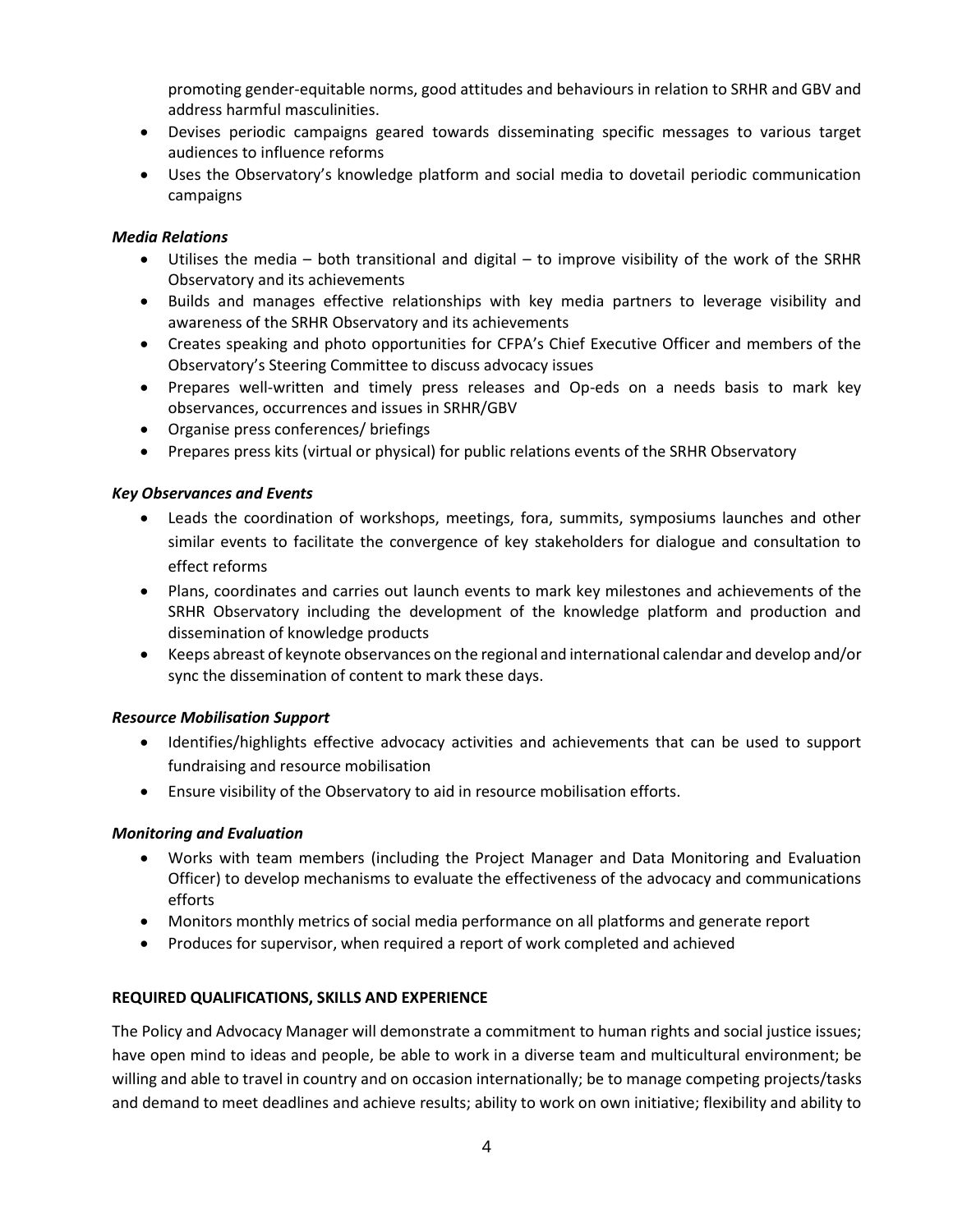promoting gender-equitable norms, good attitudes and behaviours in relation to SRHR and GBV and address harmful masculinities.

- Devises periodic campaigns geared towards disseminating specific messages to various target audiences to influence reforms
- Uses the Observatory's knowledge platform and social media to dovetail periodic communication campaigns

***Media Relations***

- Utilises the media – both transitional and digital – to improve visibility of the work of the SRHR Observatory and its achievements
- Builds and manages effective relationships with key media partners to leverage visibility and awareness of the SRHR Observatory and its achievements
- Creates speaking and photo opportunities for CFPA's Chief Executive Officer and members of the Observatory's Steering Committee to discuss advocacy issues
- Prepares well-written and timely press releases and Op-eds on a needs basis to mark key observances, occurrences and issues in SRHR/GBV
- Organise press conferences/ briefings
- Prepares press kits (virtual or physical) for public relations events of the SRHR Observatory

***Key Observances and Events***

- Leads the coordination of workshops, meetings, fora, summits, symposiums launches and other similar events to facilitate the convergence of key stakeholders for dialogue and consultation to effect reforms
- Plans, coordinates and carries out launch events to mark key milestones and achievements of the SRHR Observatory including the development of the knowledge platform and production and dissemination of knowledge products
- Keeps abreast of keynote observances on the regional and international calendar and develop and/or sync the dissemination of content to mark these days.

***Resource Mobilisation Support***

- Identifies/highlights effective advocacy activities and achievements that can be used to support fundraising and resource mobilisation
- Ensure visibility of the Observatory to aid in resource mobilisation efforts.

***Monitoring and Evaluation***

- Works with team members (including the Project Manager and Data Monitoring and Evaluation Officer) to develop mechanisms to evaluate the effectiveness of the advocacy and communications efforts
- Monitors monthly metrics of social media performance on all platforms and generate report
- Produces for supervisor, when required a report of work completed and achieved

**REQUIRED QUALIFICATIONS, SKILLS AND EXPERIENCE**

The Policy and Advocacy Manager will demonstrate a commitment to human rights and social justice issues; have open mind to ideas and people, be able to work in a diverse team and multicultural environment; be willing and able to travel in country and on occasion internationally; be to manage competing projects/tasks and demand to meet deadlines and achieve results; ability to work on own initiative; flexibility and ability to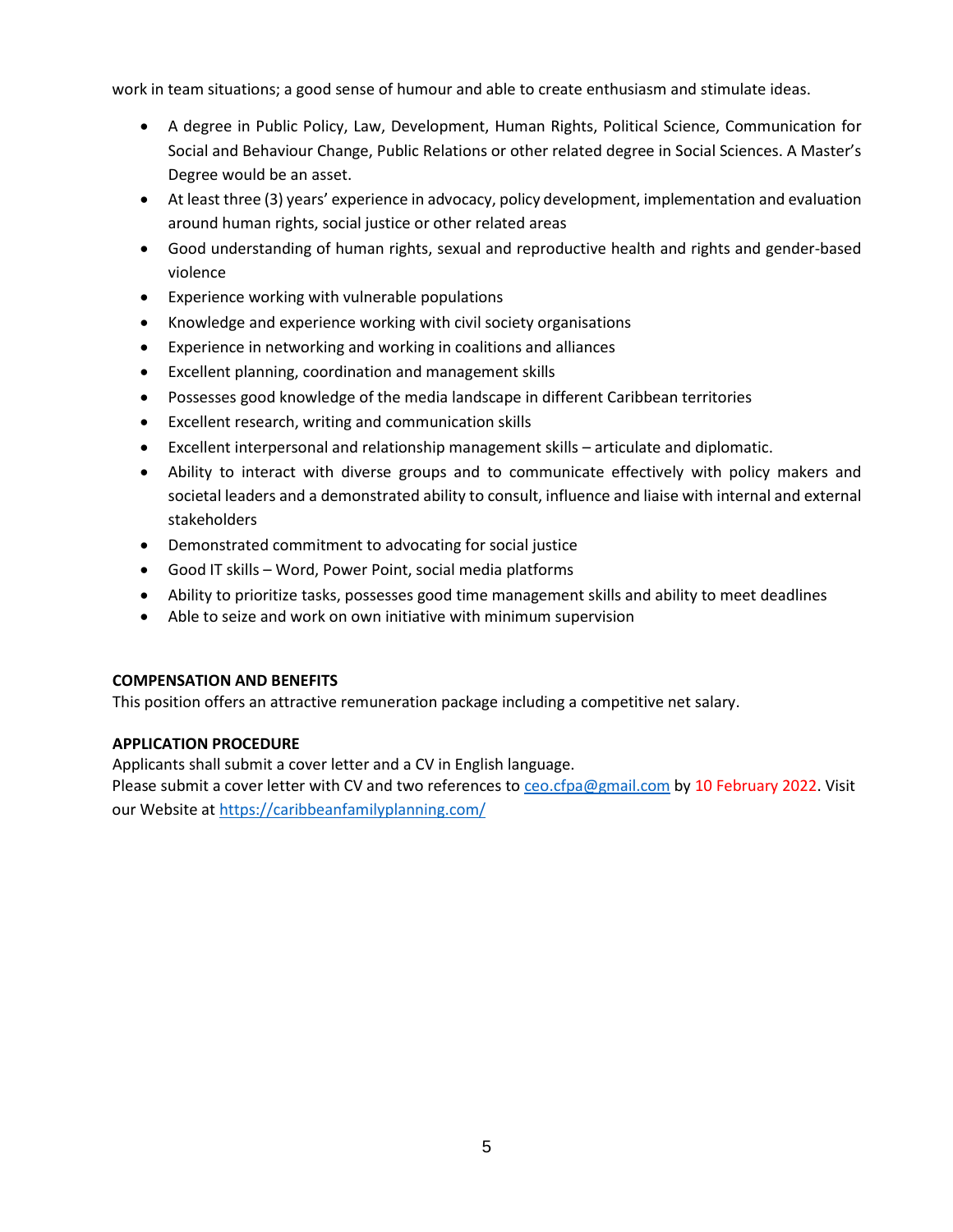work in team situations; a good sense of humour and able to create enthusiasm and stimulate ideas.

- A degree in Public Policy, Law, Development, Human Rights, Political Science, Communication for Social and Behaviour Change, Public Relations or other related degree in Social Sciences. A Master's Degree would be an asset.
- At least three (3) years' experience in advocacy, policy development, implementation and evaluation around human rights, social justice or other related areas
- Good understanding of human rights, sexual and reproductive health and rights and gender-based violence
- Experience working with vulnerable populations
- Knowledge and experience working with civil society organisations
- Experience in networking and working in coalitions and alliances
- Excellent planning, coordination and management skills
- Possesses good knowledge of the media landscape in different Caribbean territories
- Excellent research, writing and communication skills
- Excellent interpersonal and relationship management skills – articulate and diplomatic.
- Ability to interact with diverse groups and to communicate effectively with policy makers and societal leaders and a demonstrated ability to consult, influence and liaise with internal and external stakeholders
- Demonstrated commitment to advocating for social justice
- Good IT skills – Word, Power Point, social media platforms
- Ability to prioritize tasks, possesses good time management skills and ability to meet deadlines
- Able to seize and work on own initiative with minimum supervision

**COMPENSATION AND BENEFITS**

This position offers an attractive remuneration package including a competitive net salary.

**APPLICATION PROCEDURE**

Applicants shall submit a cover letter and a CV in English language.

Please submit a cover letter with CV and two references to [ceo.cfpa@gmail.com](mailto:ceo.cfpa@gmail.com) by 10 February 2022. Visit our Website at [https://caribbeanfamilyplanning.com/](https://caribbeanfamilyplanning.com/)